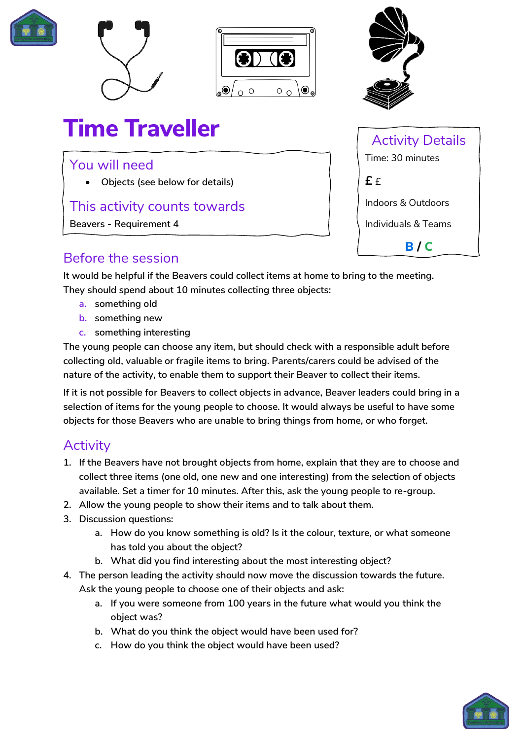# Time Traveller

## You will need

- Objects (see below for details)

## This activity counts towards

Beavers - Requirement 4

## Activity Details

Time: 30 minutes

£ £

Indoors & Outdoors

Individuals & Teams

**B / C**

## Before the session

It would be helpful if the Beavers could collect items at home to bring to the meeting. They should spend about 10 minutes collecting three objects:

a. something old
b. something new
c. something interesting

The young people can choose any item, but should check with a responsible adult before collecting old, valuable or fragile items to bring. Parents/carers could be advised of the nature of the activity, to enable them to support their Beaver to collect their items.

If it is not possible for Beavers to collect objects in advance, Beaver leaders could bring in a selection of items for the young people to choose. It would always be useful to have some objects for those Beavers who are unable to bring things from home, or who forget.

## Activity

1. If the Beavers have not brought objects from home, explain that they are to choose and collect three items (one old, one new and one interesting) from the selection of objects available. Set a timer for 10 minutes. After this, ask the young people to re-group.
2. Allow the young people to show their items and to talk about them.
3. Discussion questions:
   a. How do you know something is old? Is it the colour, texture, or what someone has told you about the object?
   b. What did you find interesting about the most interesting object?
4. The person leading the activity should now move the discussion towards the future. Ask the young people to choose one of their objects and ask:
   a. If you were someone from 100 years in the future what would you think the object was?
   b. What do you think the object would have been used for?
   c. How do you think the object would have been used?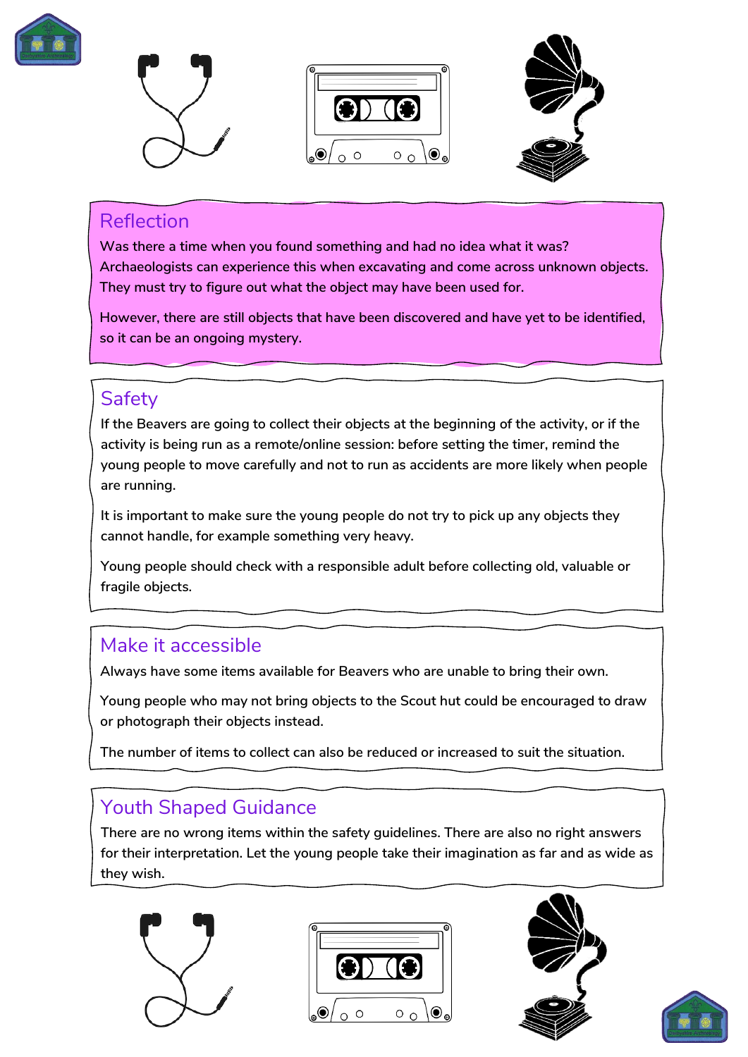## Reflection

Was there a time when you found something and had no idea what it was? Archaeologists can experience this when excavating and come across unknown objects. They must try to figure out what the object may have been used for.

However, there are still objects that have been discovered and have yet to be identified, so it can be an ongoing mystery.

## Safety

If the Beavers are going to collect their objects at the beginning of the activity, or if the activity is being run as a remote/online session: before setting the timer, remind the young people to move carefully and not to run as accidents are more likely when people are running.

It is important to make sure the young people do not try to pick up any objects they cannot handle, for example something very heavy.

Young people should check with a responsible adult before collecting old, valuable or fragile objects.

## Make it accessible

Always have some items available for Beavers who are unable to bring their own.

Young people who may not bring objects to the Scout hut could be encouraged to draw or photograph their objects instead.

The number of items to collect can also be reduced or increased to suit the situation.

## Youth Shaped Guidance

There are no wrong items within the safety guidelines. There are also no right answers for their interpretation. Let the young people take their imagination as far and as wide as they wish.